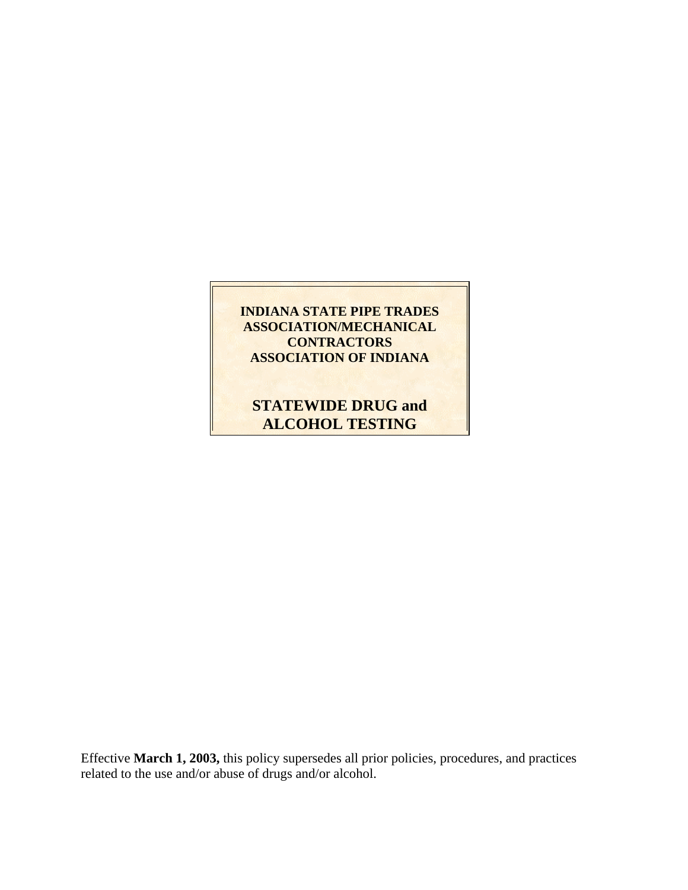**INDIANA STATE PIPE TRADES ASSOCIATION/MECHANICAL CONTRACTORS ASSOCIATION OF INDIANA**

# STATEWIDE DRUG and ALCOHOL TESTING

Effective **March 1, 2003,** this policy supersedes all prior policies, procedures, and practices related to the use and/or abuse of drugs and/or alcohol.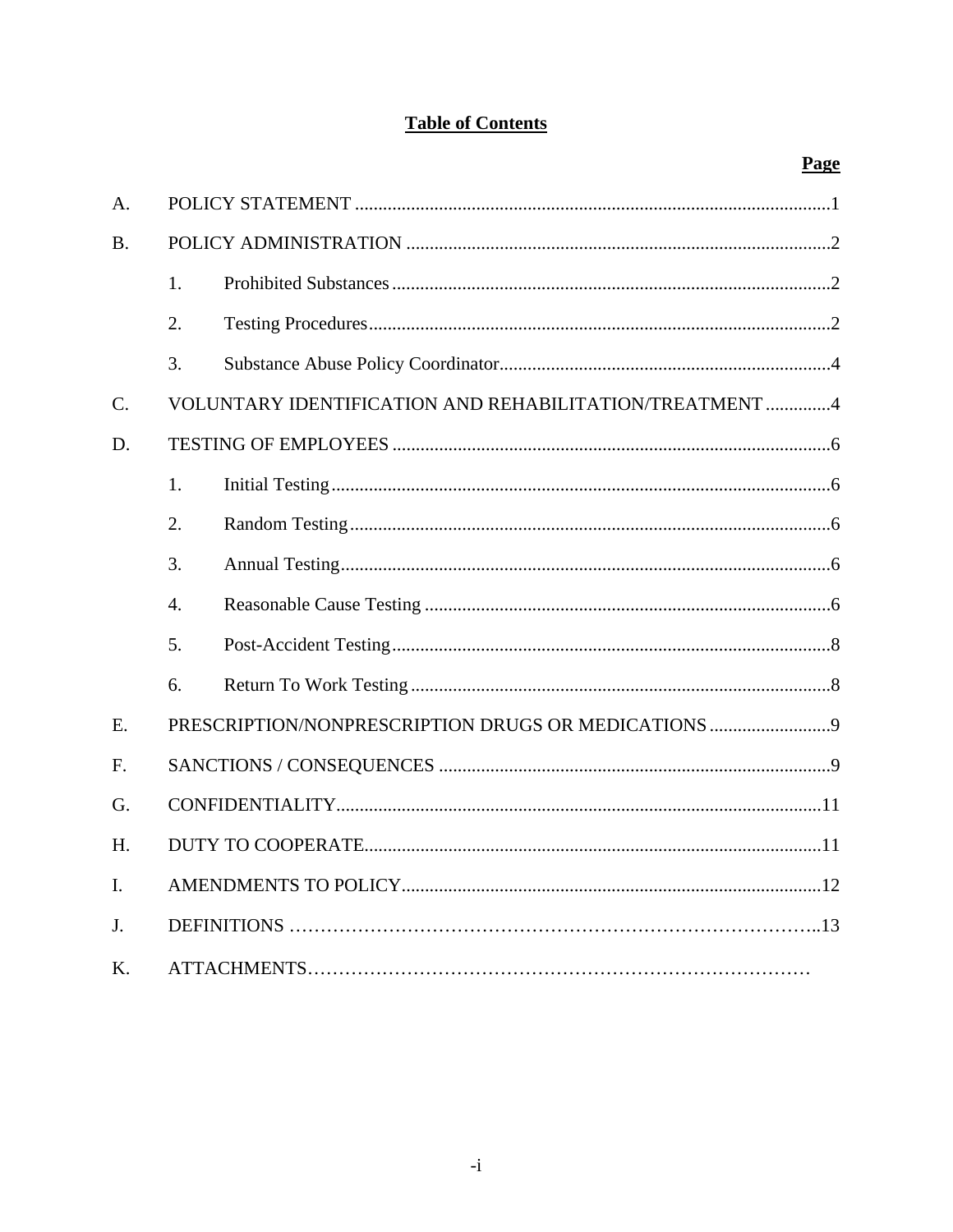**Table of Contents**

| | | Page |
|---|---|---|
| A. | POLICY STATEMENT | 1 |
| B. | POLICY ADMINISTRATION | 2 |
| | 1. Prohibited Substances | 2 |
| | 2. Testing Procedures | 2 |
| | 3. Substance Abuse Policy Coordinator | 4 |
| C. | VOLUNTARY IDENTIFICATION AND REHABILITATION/TREATMENT | 4 |
| D. | TESTING OF EMPLOYEES | 6 |
| | 1. Initial Testing | 6 |
| | 2. Random Testing | 6 |
| | 3. Annual Testing | 6 |
| | 4. Reasonable Cause Testing | 6 |
| | 5. Post-Accident Testing | 8 |
| | 6. Return To Work Testing | 8 |
| E. | PRESCRIPTION/NONPRESCRIPTION DRUGS OR MEDICATIONS | 9 |
| F. | SANCTIONS / CONSEQUENCES | 9 |
| G. | CONFIDENTIALITY | 11 |
| H. | DUTY TO COOPERATE | 11 |
| I. | AMENDMENTS TO POLICY | 12 |
| J. | DEFINITIONS | 13 |
| K. | ATTACHMENTS | |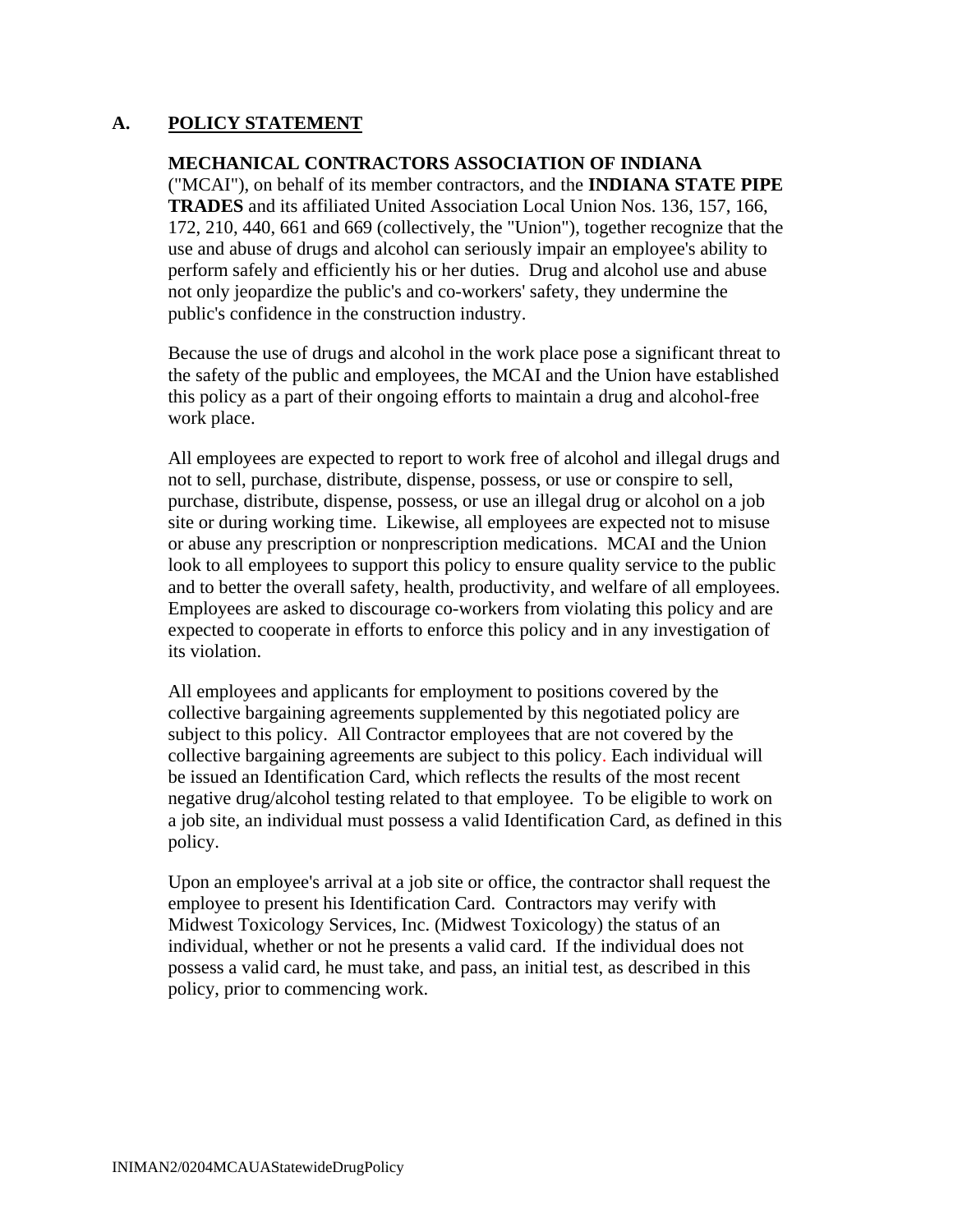## A. POLICY STATEMENT

**MECHANICAL CONTRACTORS ASSOCIATION OF INDIANA** ("MCAI"), on behalf of its member contractors, and the **INDIANA STATE PIPE TRADES** and its affiliated United Association Local Union Nos. 136, 157, 166, 172, 210, 440, 661 and 669 (collectively, the "Union"), together recognize that the use and abuse of drugs and alcohol can seriously impair an employee's ability to perform safely and efficiently his or her duties. Drug and alcohol use and abuse not only jeopardize the public's and co-workers' safety, they undermine the public's confidence in the construction industry.

Because the use of drugs and alcohol in the work place pose a significant threat to the safety of the public and employees, the MCAI and the Union have established this policy as a part of their ongoing efforts to maintain a drug and alcohol-free work place.

All employees are expected to report to work free of alcohol and illegal drugs and not to sell, purchase, distribute, dispense, possess, or use or conspire to sell, purchase, distribute, dispense, possess, or use an illegal drug or alcohol on a job site or during working time. Likewise, all employees are expected not to misuse or abuse any prescription or nonprescription medications. MCAI and the Union look to all employees to support this policy to ensure quality service to the public and to better the overall safety, health, productivity, and welfare of all employees. Employees are asked to discourage co-workers from violating this policy and are expected to cooperate in efforts to enforce this policy and in any investigation of its violation.

All employees and applicants for employment to positions covered by the collective bargaining agreements supplemented by this negotiated policy are subject to this policy. All Contractor employees that are not covered by the collective bargaining agreements are subject to this policy. Each individual will be issued an Identification Card, which reflects the results of the most recent negative drug/alcohol testing related to that employee. To be eligible to work on a job site, an individual must possess a valid Identification Card, as defined in this policy.

Upon an employee's arrival at a job site or office, the contractor shall request the employee to present his Identification Card. Contractors may verify with Midwest Toxicology Services, Inc. (Midwest Toxicology) the status of an individual, whether or not he presents a valid card. If the individual does not possess a valid card, he must take, and pass, an initial test, as described in this policy, prior to commencing work.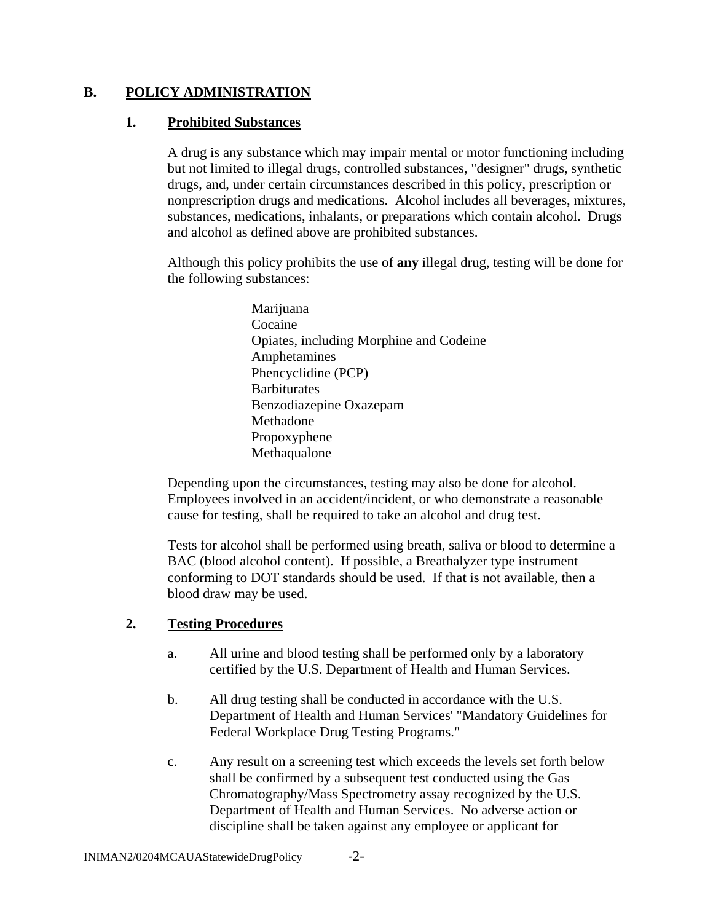## B. POLICY ADMINISTRATION

### 1. Prohibited Substances

A drug is any substance which may impair mental or motor functioning including but not limited to illegal drugs, controlled substances, "designer" drugs, synthetic drugs, and, under certain circumstances described in this policy, prescription or nonprescription drugs and medications. Alcohol includes all beverages, mixtures, substances, medications, inhalants, or preparations which contain alcohol. Drugs and alcohol as defined above are prohibited substances.

Although this policy prohibits the use of **any** illegal drug, testing will be done for the following substances:

- Marijuana
- Cocaine
- Opiates, including Morphine and Codeine
- Amphetamines
- Phencyclidine (PCP)
- Barbiturates
- Benzodiazepine Oxazepam
- Methadone
- Propoxyphene
- Methaqualone

Depending upon the circumstances, testing may also be done for alcohol. Employees involved in an accident/incident, or who demonstrate a reasonable cause for testing, shall be required to take an alcohol and drug test.

Tests for alcohol shall be performed using breath, saliva or blood to determine a BAC (blood alcohol content). If possible, a Breathalyzer type instrument conforming to DOT standards should be used. If that is not available, then a blood draw may be used.

### 2. Testing Procedures

a. All urine and blood testing shall be performed only by a laboratory certified by the U.S. Department of Health and Human Services.

b. All drug testing shall be conducted in accordance with the U.S. Department of Health and Human Services' "Mandatory Guidelines for Federal Workplace Drug Testing Programs."

c. Any result on a screening test which exceeds the levels set forth below shall be confirmed by a subsequent test conducted using the Gas Chromatography/Mass Spectrometry assay recognized by the U.S. Department of Health and Human Services. No adverse action or discipline shall be taken against any employee or applicant for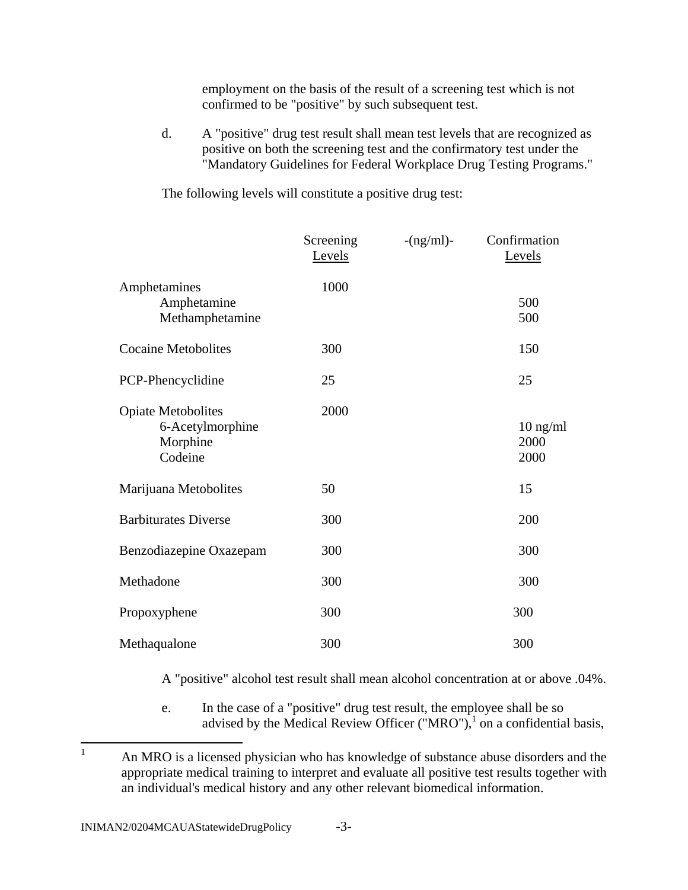employment on the basis of the result of a screening test which is not confirmed to be "positive" by such subsequent test.

d. A "positive" drug test result shall mean test levels that are recognized as positive on both the screening test and the confirmatory test under the "Mandatory Guidelines for Federal Workplace Drug Testing Programs."

The following levels will constitute a positive drug test:

| | Screening Levels | -(ng/ml)- | Confirmation Levels |
|---|---|---|---|
| Amphetamines | 1000 | | |
| Amphetamine | | | 500 |
| Methamphetamine | | | 500 |
| Cocaine Metobolites | 300 | | 150 |
| PCP-Phencyclidine | 25 | | 25 |
| Opiate Metobolites | 2000 | | |
| 6-Acetylmorphine | | | 10 ng/ml |
| Morphine | | | 2000 |
| Codeine | | | 2000 |
| Marijuana Metobolites | 50 | | 15 |
| Barbiturates Diverse | 300 | | 200 |
| Benzodiazepine Oxazepam | 300 | | 300 |
| Methadone | 300 | | 300 |
| Propoxyphene | 300 | | 300 |
| Methaqualone | 300 | | 300 |

A "positive" alcohol test result shall mean alcohol concentration at or above .04%.

e. In the case of a "positive" drug test result, the employee shall be so advised by the Medical Review Officer ("MRO"),[1] on a confidential basis,

[1] An MRO is a licensed physician who has knowledge of substance abuse disorders and the appropriate medical training to interpret and evaluate all positive test results together with an individual's medical history and any other relevant biomedical information.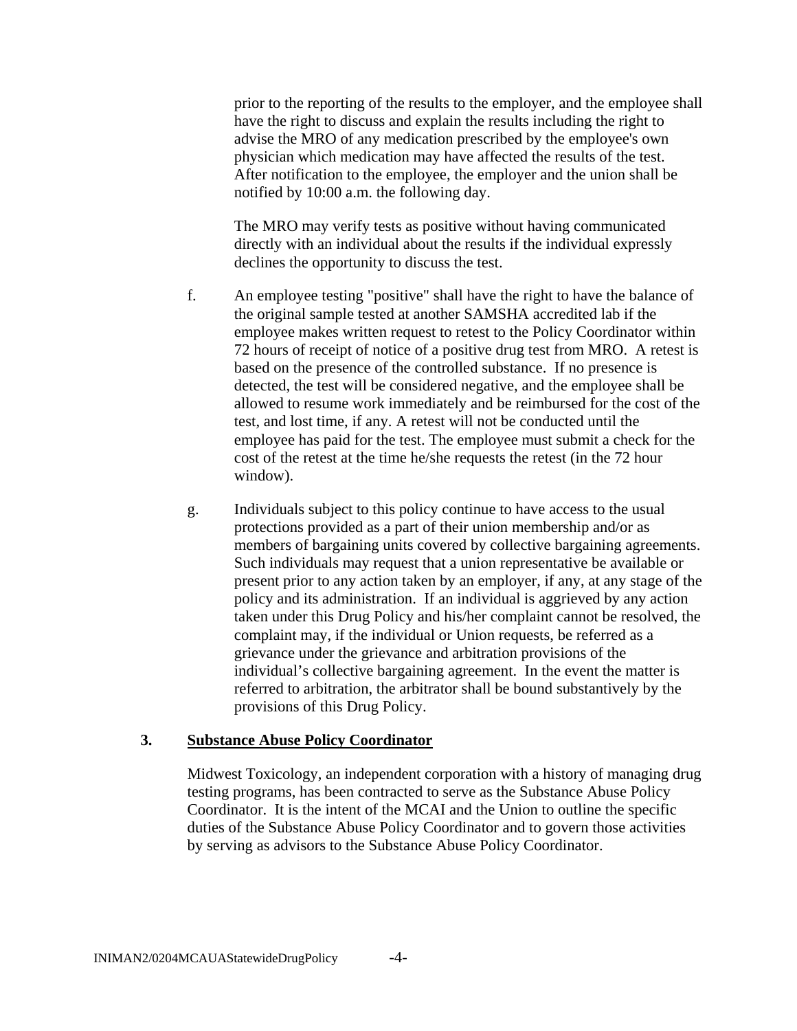prior to the reporting of the results to the employer, and the employee shall have the right to discuss and explain the results including the right to advise the MRO of any medication prescribed by the employee's own physician which medication may have affected the results of the test. After notification to the employee, the employer and the union shall be notified by 10:00 a.m. the following day.

The MRO may verify tests as positive without having communicated directly with an individual about the results if the individual expressly declines the opportunity to discuss the test.

f. An employee testing "positive" shall have the right to have the balance of the original sample tested at another SAMSHA accredited lab if the employee makes written request to retest to the Policy Coordinator within 72 hours of receipt of notice of a positive drug test from MRO. A retest is based on the presence of the controlled substance. If no presence is detected, the test will be considered negative, and the employee shall be allowed to resume work immediately and be reimbursed for the cost of the test, and lost time, if any. A retest will not be conducted until the employee has paid for the test. The employee must submit a check for the cost of the retest at the time he/she requests the retest (in the 72 hour window).

g. Individuals subject to this policy continue to have access to the usual protections provided as a part of their union membership and/or as members of bargaining units covered by collective bargaining agreements. Such individuals may request that a union representative be available or present prior to any action taken by an employer, if any, at any stage of the policy and its administration. If an individual is aggrieved by any action taken under this Drug Policy and his/her complaint cannot be resolved, the complaint may, if the individual or Union requests, be referred as a grievance under the grievance and arbitration provisions of the individual's collective bargaining agreement. In the event the matter is referred to arbitration, the arbitrator shall be bound substantively by the provisions of this Drug Policy.

## 3. Substance Abuse Policy Coordinator

Midwest Toxicology, an independent corporation with a history of managing drug testing programs, has been contracted to serve as the Substance Abuse Policy Coordinator. It is the intent of the MCAI and the Union to outline the specific duties of the Substance Abuse Policy Coordinator and to govern those activities by serving as advisors to the Substance Abuse Policy Coordinator.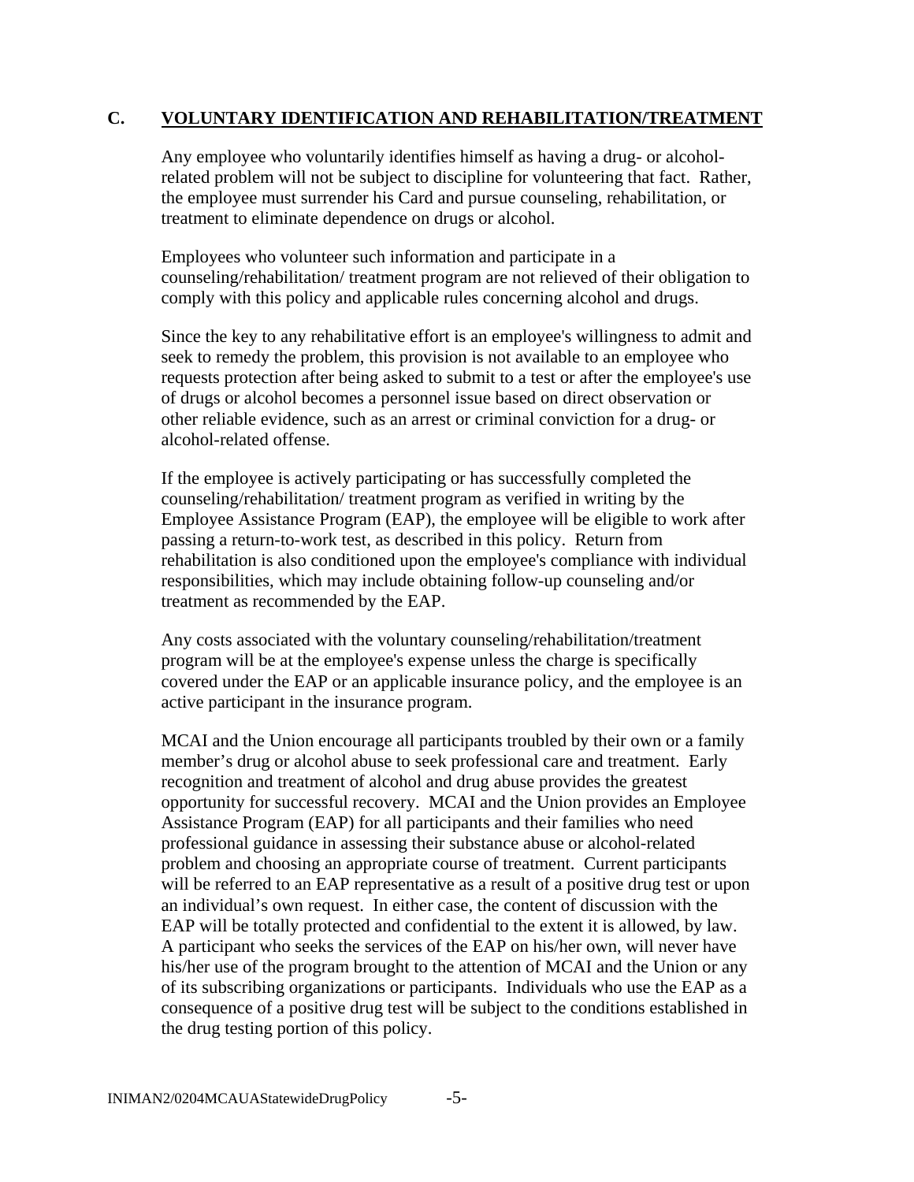## C. VOLUNTARY IDENTIFICATION AND REHABILITATION/TREATMENT

Any employee who voluntarily identifies himself as having a drug- or alcohol-related problem will not be subject to discipline for volunteering that fact. Rather, the employee must surrender his Card and pursue counseling, rehabilitation, or treatment to eliminate dependence on drugs or alcohol.

Employees who volunteer such information and participate in a counseling/rehabilitation/ treatment program are not relieved of their obligation to comply with this policy and applicable rules concerning alcohol and drugs.

Since the key to any rehabilitative effort is an employee's willingness to admit and seek to remedy the problem, this provision is not available to an employee who requests protection after being asked to submit to a test or after the employee's use of drugs or alcohol becomes a personnel issue based on direct observation or other reliable evidence, such as an arrest or criminal conviction for a drug- or alcohol-related offense.

If the employee is actively participating or has successfully completed the counseling/rehabilitation/ treatment program as verified in writing by the Employee Assistance Program (EAP), the employee will be eligible to work after passing a return-to-work test, as described in this policy. Return from rehabilitation is also conditioned upon the employee's compliance with individual responsibilities, which may include obtaining follow-up counseling and/or treatment as recommended by the EAP.

Any costs associated with the voluntary counseling/rehabilitation/treatment program will be at the employee's expense unless the charge is specifically covered under the EAP or an applicable insurance policy, and the employee is an active participant in the insurance program.

MCAI and the Union encourage all participants troubled by their own or a family member's drug or alcohol abuse to seek professional care and treatment. Early recognition and treatment of alcohol and drug abuse provides the greatest opportunity for successful recovery. MCAI and the Union provides an Employee Assistance Program (EAP) for all participants and their families who need professional guidance in assessing their substance abuse or alcohol-related problem and choosing an appropriate course of treatment. Current participants will be referred to an EAP representative as a result of a positive drug test or upon an individual's own request. In either case, the content of discussion with the EAP will be totally protected and confidential to the extent it is allowed, by law. A participant who seeks the services of the EAP on his/her own, will never have his/her use of the program brought to the attention of MCAI and the Union or any of its subscribing organizations or participants. Individuals who use the EAP as a consequence of a positive drug test will be subject to the conditions established in the drug testing portion of this policy.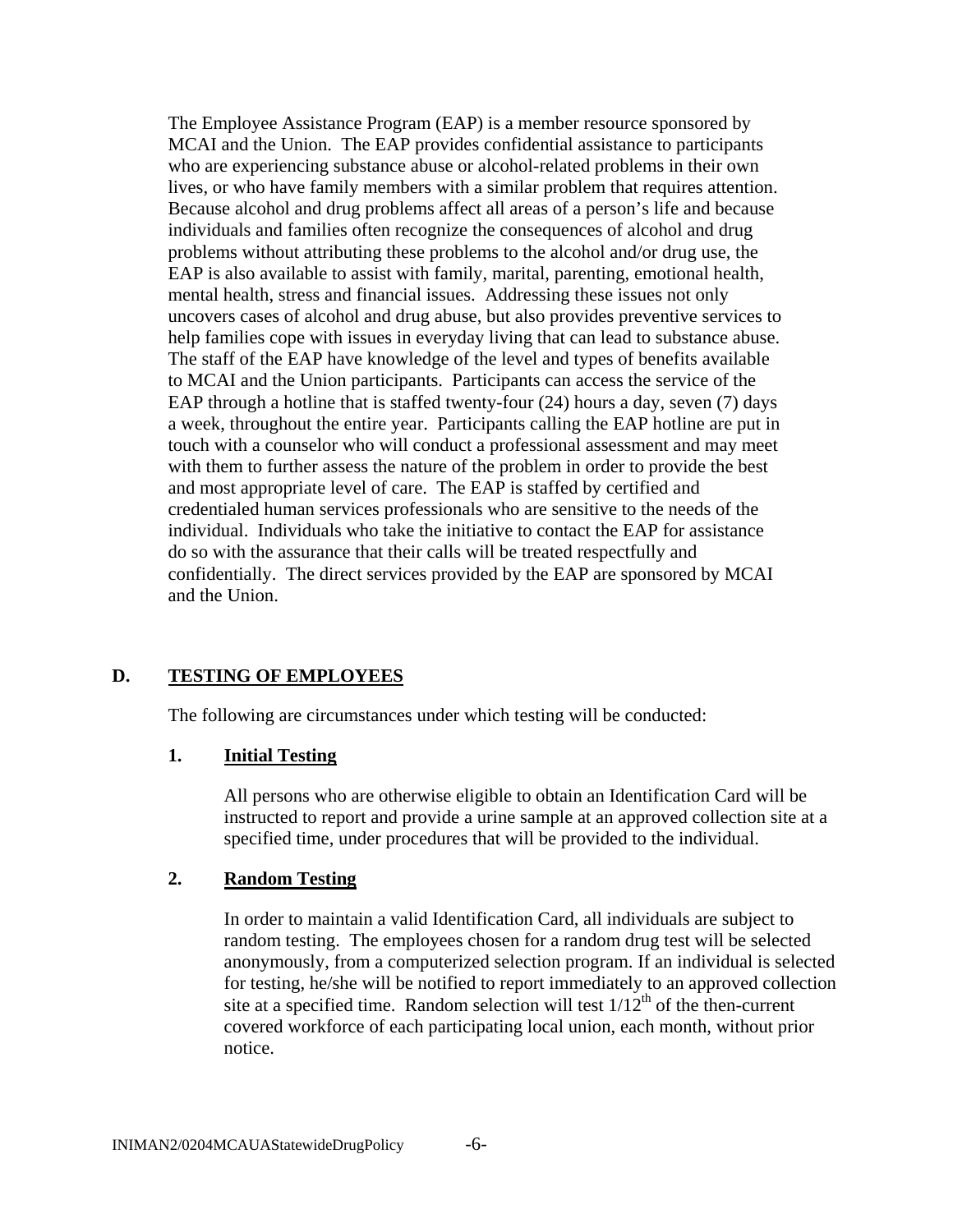The Employee Assistance Program (EAP) is a member resource sponsored by MCAI and the Union. The EAP provides confidential assistance to participants who are experiencing substance abuse or alcohol-related problems in their own lives, or who have family members with a similar problem that requires attention. Because alcohol and drug problems affect all areas of a person's life and because individuals and families often recognize the consequences of alcohol and drug problems without attributing these problems to the alcohol and/or drug use, the EAP is also available to assist with family, marital, parenting, emotional health, mental health, stress and financial issues. Addressing these issues not only uncovers cases of alcohol and drug abuse, but also provides preventive services to help families cope with issues in everyday living that can lead to substance abuse. The staff of the EAP have knowledge of the level and types of benefits available to MCAI and the Union participants. Participants can access the service of the EAP through a hotline that is staffed twenty-four (24) hours a day, seven (7) days a week, throughout the entire year. Participants calling the EAP hotline are put in touch with a counselor who will conduct a professional assessment and may meet with them to further assess the nature of the problem in order to provide the best and most appropriate level of care. The EAP is staffed by certified and credentialed human services professionals who are sensitive to the needs of the individual. Individuals who take the initiative to contact the EAP for assistance do so with the assurance that their calls will be treated respectfully and confidentially. The direct services provided by the EAP are sponsored by MCAI and the Union.

## D. TESTING OF EMPLOYEES

The following are circumstances under which testing will be conducted:

### 1. Initial Testing

All persons who are otherwise eligible to obtain an Identification Card will be instructed to report and provide a urine sample at an approved collection site at a specified time, under procedures that will be provided to the individual.

### 2. Random Testing

In order to maintain a valid Identification Card, all individuals are subject to random testing. The employees chosen for a random drug test will be selected anonymously, from a computerized selection program. If an individual is selected for testing, he/she will be notified to report immediately to an approved collection site at a specified time. Random selection will test $1/12^{th}$ of the then-current covered workforce of each participating local union, each month, without prior notice.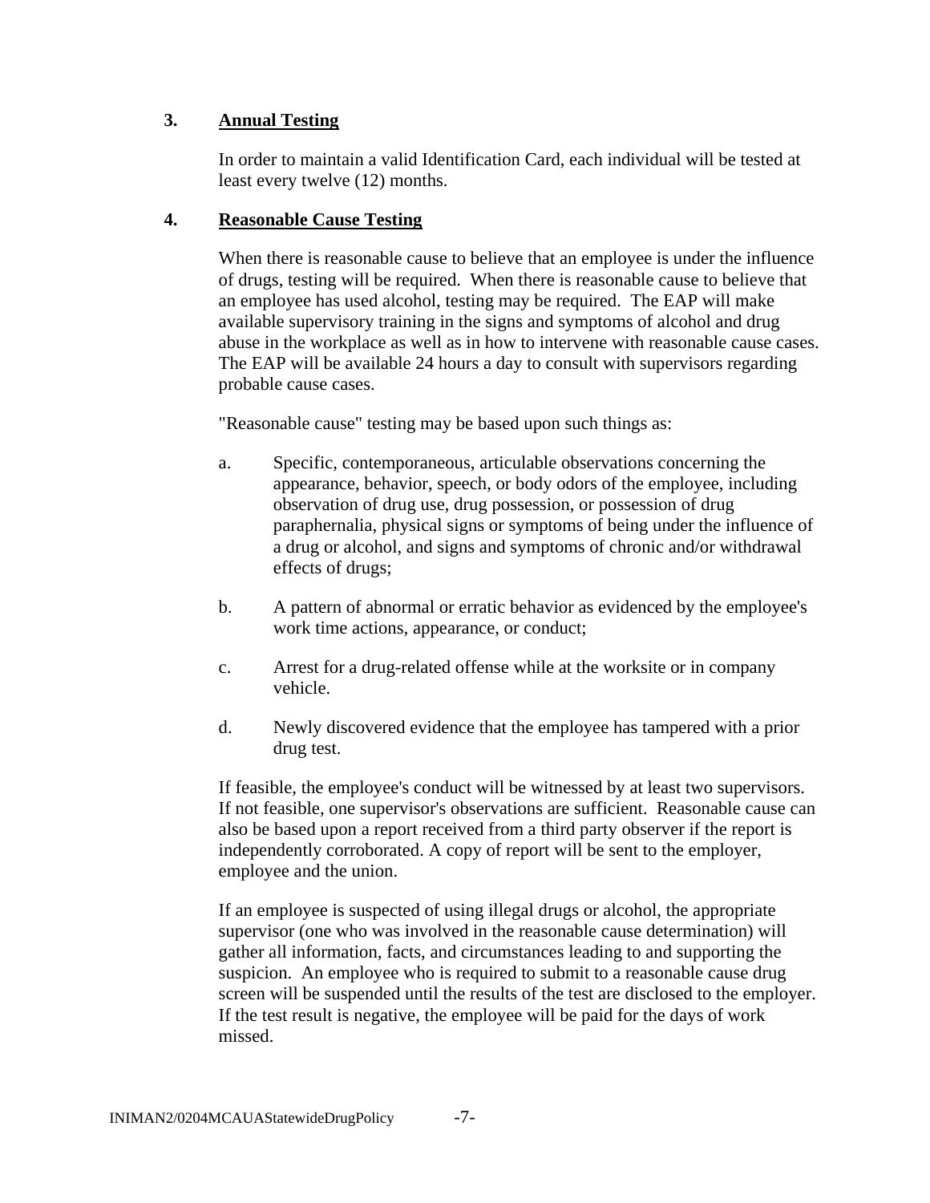### 3. **Annual Testing**

In order to maintain a valid Identification Card, each individual will be tested at least every twelve (12) months.

### 4. **Reasonable Cause Testing**

When there is reasonable cause to believe that an employee is under the influence of drugs, testing will be required. When there is reasonable cause to believe that an employee has used alcohol, testing may be required. The EAP will make available supervisory training in the signs and symptoms of alcohol and drug abuse in the workplace as well as in how to intervene with reasonable cause cases. The EAP will be available 24 hours a day to consult with supervisors regarding probable cause cases.

"Reasonable cause" testing may be based upon such things as:

a. Specific, contemporaneous, articulable observations concerning the appearance, behavior, speech, or body odors of the employee, including observation of drug use, drug possession, or possession of drug paraphernalia, physical signs or symptoms of being under the influence of a drug or alcohol, and signs and symptoms of chronic and/or withdrawal effects of drugs;

b. A pattern of abnormal or erratic behavior as evidenced by the employee's work time actions, appearance, or conduct;

c. Arrest for a drug-related offense while at the worksite or in company vehicle.

d. Newly discovered evidence that the employee has tampered with a prior drug test.

If feasible, the employee's conduct will be witnessed by at least two supervisors. If not feasible, one supervisor's observations are sufficient. Reasonable cause can also be based upon a report received from a third party observer if the report is independently corroborated. A copy of report will be sent to the employer, employee and the union.

If an employee is suspected of using illegal drugs or alcohol, the appropriate supervisor (one who was involved in the reasonable cause determination) will gather all information, facts, and circumstances leading to and supporting the suspicion. An employee who is required to submit to a reasonable cause drug screen will be suspended until the results of the test are disclosed to the employer. If the test result is negative, the employee will be paid for the days of work missed.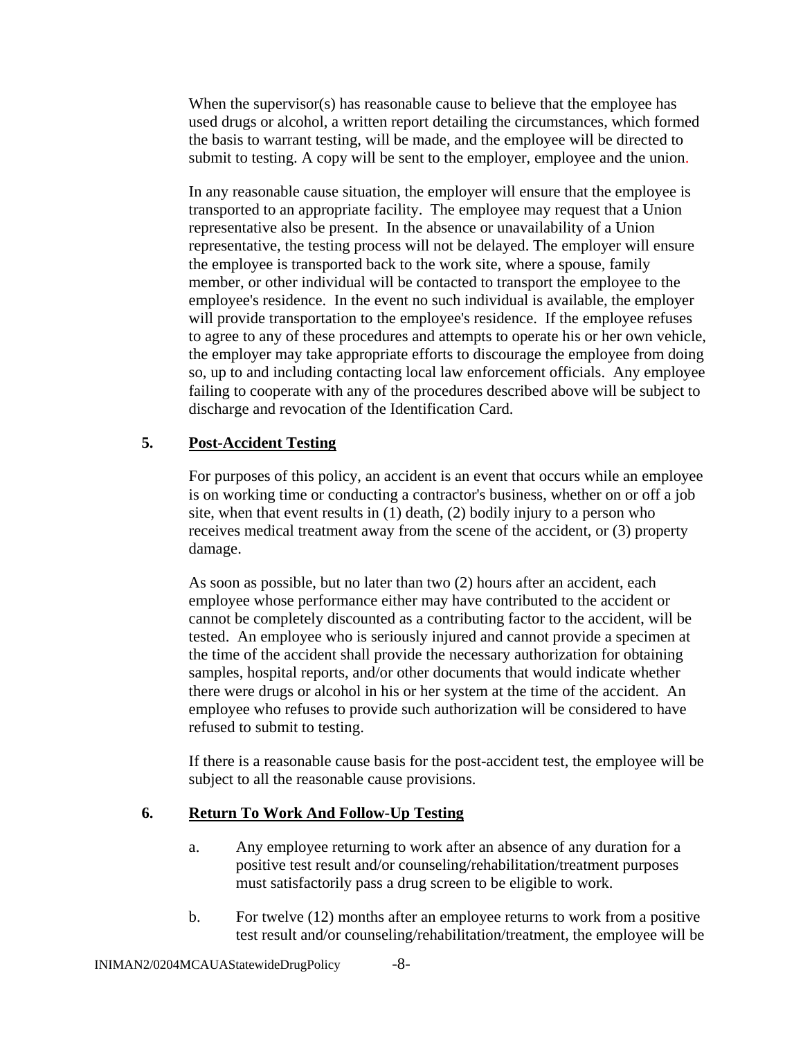When the supervisor(s) has reasonable cause to believe that the employee has used drugs or alcohol, a written report detailing the circumstances, which formed the basis to warrant testing, will be made, and the employee will be directed to submit to testing. A copy will be sent to the employer, employee and the union.

In any reasonable cause situation, the employer will ensure that the employee is transported to an appropriate facility. The employee may request that a Union representative also be present. In the absence or unavailability of a Union representative, the testing process will not be delayed. The employer will ensure the employee is transported back to the work site, where a spouse, family member, or other individual will be contacted to transport the employee to the employee's residence. In the event no such individual is available, the employer will provide transportation to the employee's residence. If the employee refuses to agree to any of these procedures and attempts to operate his or her own vehicle, the employer may take appropriate efforts to discourage the employee from doing so, up to and including contacting local law enforcement officials. Any employee failing to cooperate with any of the procedures described above will be subject to discharge and revocation of the Identification Card.

## 5. <u>Post-Accident Testing</u>

For purposes of this policy, an accident is an event that occurs while an employee is on working time or conducting a contractor's business, whether on or off a job site, when that event results in (1) death, (2) bodily injury to a person who receives medical treatment away from the scene of the accident, or (3) property damage.

As soon as possible, but no later than two (2) hours after an accident, each employee whose performance either may have contributed to the accident or cannot be completely discounted as a contributing factor to the accident, will be tested. An employee who is seriously injured and cannot provide a specimen at the time of the accident shall provide the necessary authorization for obtaining samples, hospital reports, and/or other documents that would indicate whether there were drugs or alcohol in his or her system at the time of the accident. An employee who refuses to provide such authorization will be considered to have refused to submit to testing.

If there is a reasonable cause basis for the post-accident test, the employee will be subject to all the reasonable cause provisions.

## 6. <u>Return To Work And Follow-Up Testing</u>

a. Any employee returning to work after an absence of any duration for a positive test result and/or counseling/rehabilitation/treatment purposes must satisfactorily pass a drug screen to be eligible to work.

b. For twelve (12) months after an employee returns to work from a positive test result and/or counseling/rehabilitation/treatment, the employee will be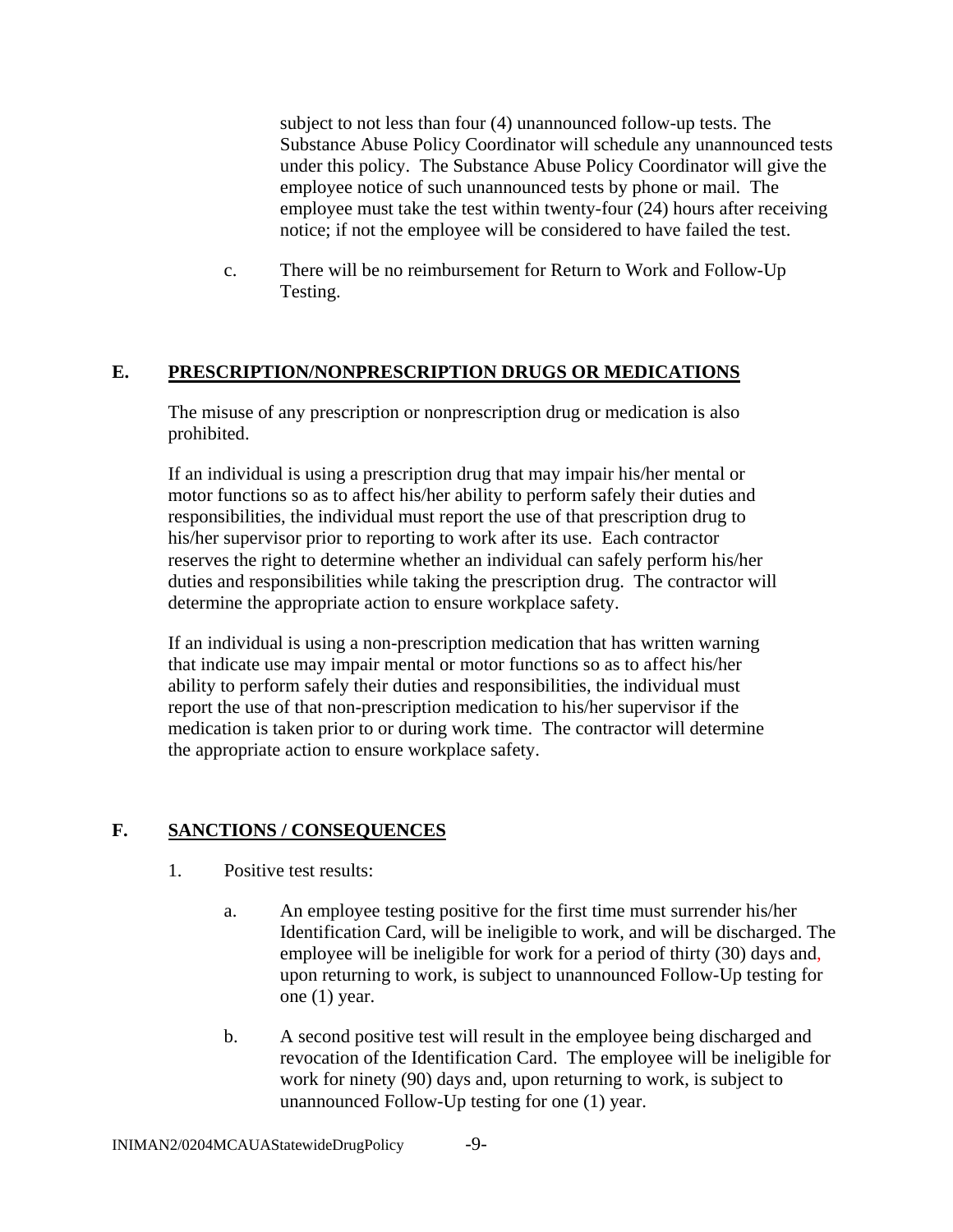subject to not less than four (4) unannounced follow-up tests. The Substance Abuse Policy Coordinator will schedule any unannounced tests under this policy. The Substance Abuse Policy Coordinator will give the employee notice of such unannounced tests by phone or mail. The employee must take the test within twenty-four (24) hours after receiving notice; if not the employee will be considered to have failed the test.

c. There will be no reimbursement for Return to Work and Follow-Up Testing.

## E. PRESCRIPTION/NONPRESCRIPTION DRUGS OR MEDICATIONS

The misuse of any prescription or nonprescription drug or medication is also prohibited.

If an individual is using a prescription drug that may impair his/her mental or motor functions so as to affect his/her ability to perform safely their duties and responsibilities, the individual must report the use of that prescription drug to his/her supervisor prior to reporting to work after its use. Each contractor reserves the right to determine whether an individual can safely perform his/her duties and responsibilities while taking the prescription drug. The contractor will determine the appropriate action to ensure workplace safety.

If an individual is using a non-prescription medication that has written warning that indicate use may impair mental or motor functions so as to affect his/her ability to perform safely their duties and responsibilities, the individual must report the use of that non-prescription medication to his/her supervisor if the medication is taken prior to or during work time. The contractor will determine the appropriate action to ensure workplace safety.

## F. SANCTIONS / CONSEQUENCES

1. Positive test results:

   a. An employee testing positive for the first time must surrender his/her Identification Card, will be ineligible to work, and will be discharged. The employee will be ineligible for work for a period of thirty (30) days and, upon returning to work, is subject to unannounced Follow-Up testing for one (1) year.

   b. A second positive test will result in the employee being discharged and revocation of the Identification Card. The employee will be ineligible for work for ninety (90) days and, upon returning to work, is subject to unannounced Follow-Up testing for one (1) year.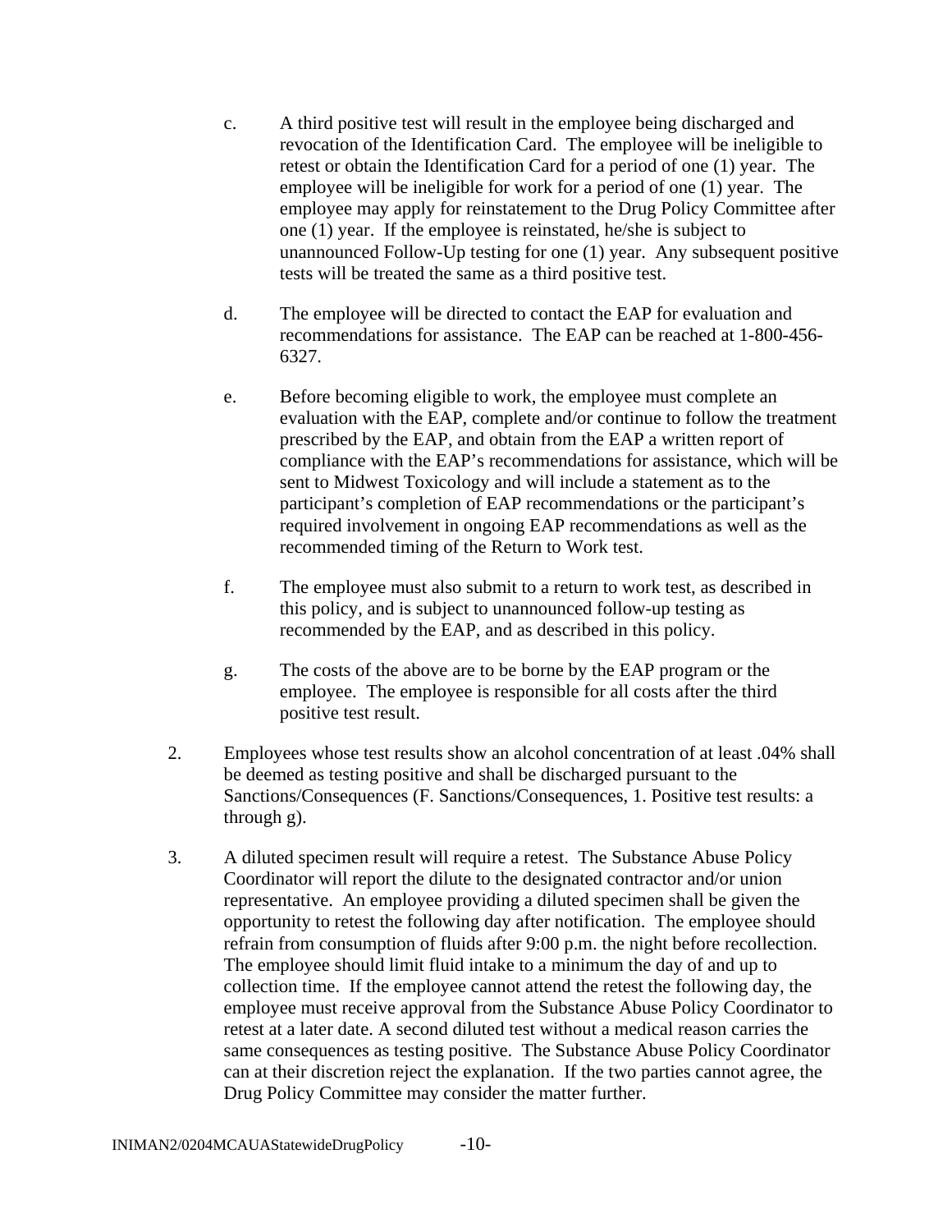c. A third positive test will result in the employee being discharged and revocation of the Identification Card. The employee will be ineligible to retest or obtain the Identification Card for a period of one (1) year. The employee will be ineligible for work for a period of one (1) year. The employee may apply for reinstatement to the Drug Policy Committee after one (1) year. If the employee is reinstated, he/she is subject to unannounced Follow-Up testing for one (1) year. Any subsequent positive tests will be treated the same as a third positive test.

d. The employee will be directed to contact the EAP for evaluation and recommendations for assistance. The EAP can be reached at 1-800-456-6327.

e. Before becoming eligible to work, the employee must complete an evaluation with the EAP, complete and/or continue to follow the treatment prescribed by the EAP, and obtain from the EAP a written report of compliance with the EAP's recommendations for assistance, which will be sent to Midwest Toxicology and will include a statement as to the participant's completion of EAP recommendations or the participant's required involvement in ongoing EAP recommendations as well as the recommended timing of the Return to Work test.

f. The employee must also submit to a return to work test, as described in this policy, and is subject to unannounced follow-up testing as recommended by the EAP, and as described in this policy.

g. The costs of the above are to be borne by the EAP program or the employee. The employee is responsible for all costs after the third positive test result.

2. Employees whose test results show an alcohol concentration of at least .04% shall be deemed as testing positive and shall be discharged pursuant to the Sanctions/Consequences (F. Sanctions/Consequences, 1. Positive test results: a through g).

3. A diluted specimen result will require a retest. The Substance Abuse Policy Coordinator will report the dilute to the designated contractor and/or union representative. An employee providing a diluted specimen shall be given the opportunity to retest the following day after notification. The employee should refrain from consumption of fluids after 9:00 p.m. the night before recollection. The employee should limit fluid intake to a minimum the day of and up to collection time. If the employee cannot attend the retest the following day, the employee must receive approval from the Substance Abuse Policy Coordinator to retest at a later date. A second diluted test without a medical reason carries the same consequences as testing positive. The Substance Abuse Policy Coordinator can at their discretion reject the explanation. If the two parties cannot agree, the Drug Policy Committee may consider the matter further.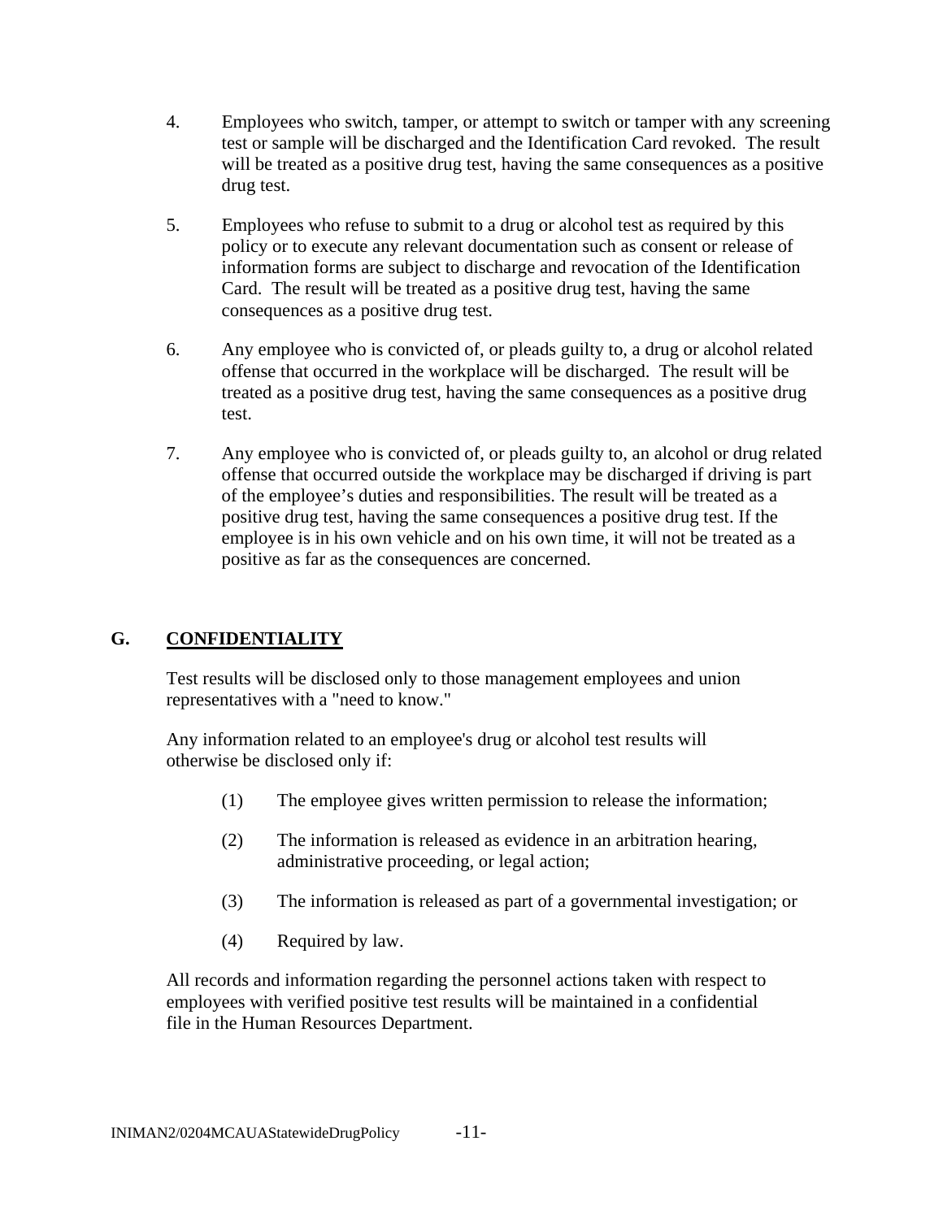4. Employees who switch, tamper, or attempt to switch or tamper with any screening test or sample will be discharged and the Identification Card revoked. The result will be treated as a positive drug test, having the same consequences as a positive drug test.

5. Employees who refuse to submit to a drug or alcohol test as required by this policy or to execute any relevant documentation such as consent or release of information forms are subject to discharge and revocation of the Identification Card. The result will be treated as a positive drug test, having the same consequences as a positive drug test.

6. Any employee who is convicted of, or pleads guilty to, a drug or alcohol related offense that occurred in the workplace will be discharged. The result will be treated as a positive drug test, having the same consequences as a positive drug test.

7. Any employee who is convicted of, or pleads guilty to, an alcohol or drug related offense that occurred outside the workplace may be discharged if driving is part of the employee's duties and responsibilities. The result will be treated as a positive drug test, having the same consequences a positive drug test. If the employee is in his own vehicle and on his own time, it will not be treated as a positive as far as the consequences are concerned.

## G. CONFIDENTIALITY

Test results will be disclosed only to those management employees and union representatives with a "need to know."

Any information related to an employee's drug or alcohol test results will otherwise be disclosed only if:

(1) The employee gives written permission to release the information;

(2) The information is released as evidence in an arbitration hearing, administrative proceeding, or legal action;

(3) The information is released as part of a governmental investigation; or

(4) Required by law.

All records and information regarding the personnel actions taken with respect to employees with verified positive test results will be maintained in a confidential file in the Human Resources Department.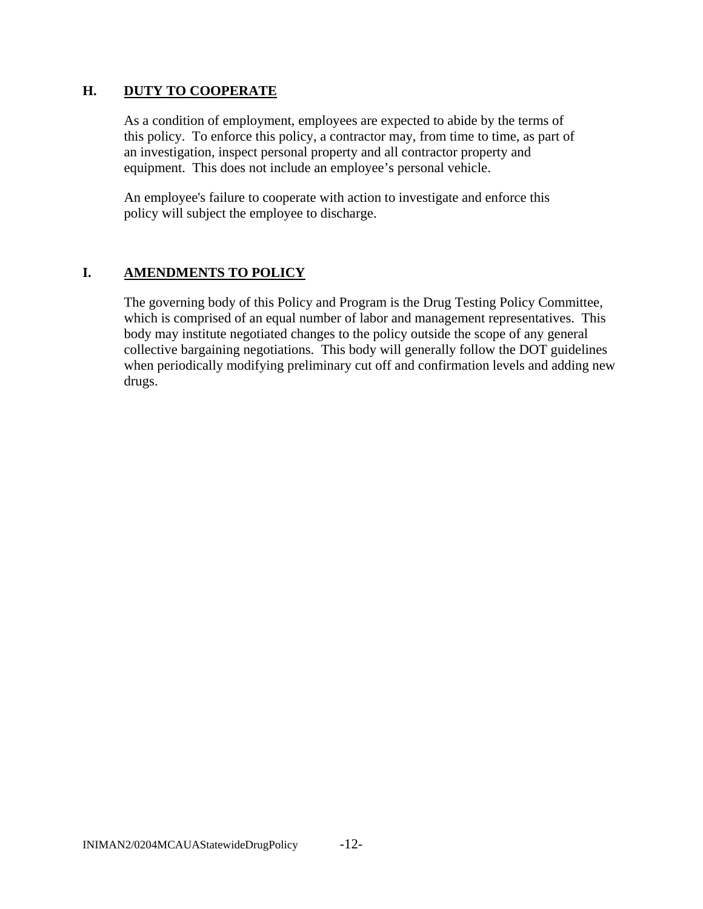## H. DUTY TO COOPERATE

As a condition of employment, employees are expected to abide by the terms of this policy. To enforce this policy, a contractor may, from time to time, as part of an investigation, inspect personal property and all contractor property and equipment. This does not include an employee's personal vehicle.

An employee's failure to cooperate with action to investigate and enforce this policy will subject the employee to discharge.

## I. AMENDMENTS TO POLICY

The governing body of this Policy and Program is the Drug Testing Policy Committee, which is comprised of an equal number of labor and management representatives. This body may institute negotiated changes to the policy outside the scope of any general collective bargaining negotiations. This body will generally follow the DOT guidelines when periodically modifying preliminary cut off and confirmation levels and adding new drugs.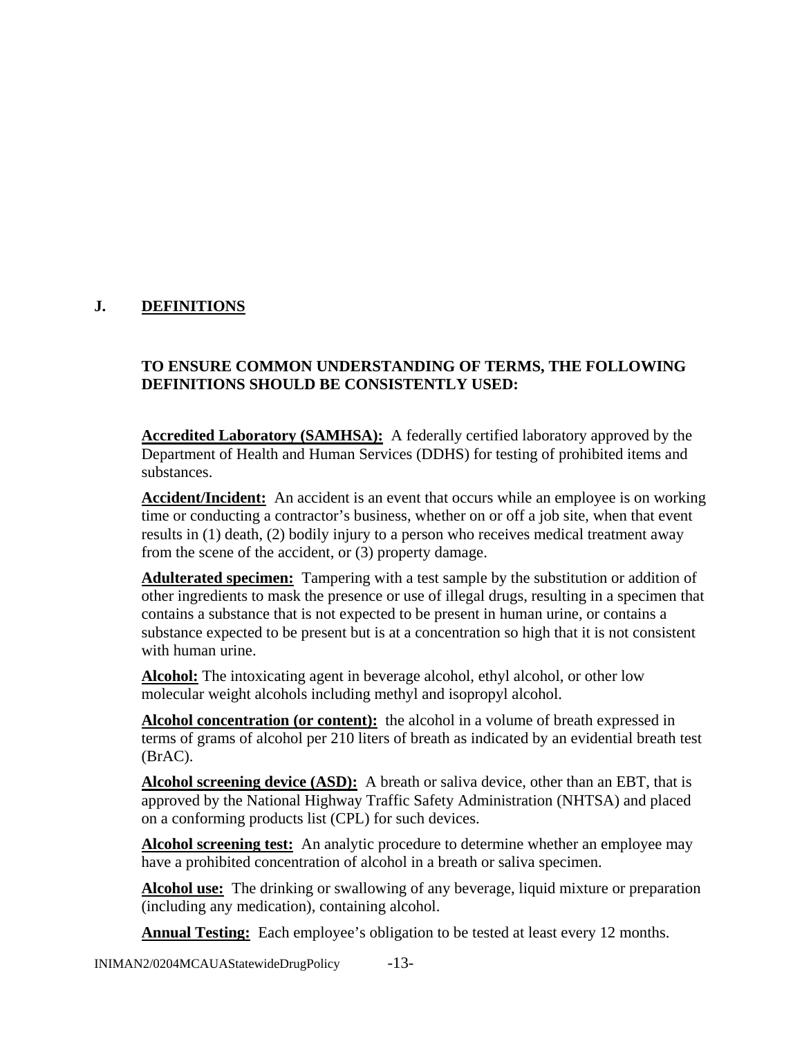## J. DEFINITIONS

**TO ENSURE COMMON UNDERSTANDING OF TERMS, THE FOLLOWING DEFINITIONS SHOULD BE CONSISTENTLY USED:**

**Accredited Laboratory (SAMHSA):** A federally certified laboratory approved by the Department of Health and Human Services (DDHS) for testing of prohibited items and substances.

**Accident/Incident:** An accident is an event that occurs while an employee is on working time or conducting a contractor's business, whether on or off a job site, when that event results in (1) death, (2) bodily injury to a person who receives medical treatment away from the scene of the accident, or (3) property damage.

**Adulterated specimen:** Tampering with a test sample by the substitution or addition of other ingredients to mask the presence or use of illegal drugs, resulting in a specimen that contains a substance that is not expected to be present in human urine, or contains a substance expected to be present but is at a concentration so high that it is not consistent with human urine.

**Alcohol:** The intoxicating agent in beverage alcohol, ethyl alcohol, or other low molecular weight alcohols including methyl and isopropyl alcohol.

**Alcohol concentration (or content):** the alcohol in a volume of breath expressed in terms of grams of alcohol per 210 liters of breath as indicated by an evidential breath test (BrAC).

**Alcohol screening device (ASD):** A breath or saliva device, other than an EBT, that is approved by the National Highway Traffic Safety Administration (NHTSA) and placed on a conforming products list (CPL) for such devices.

**Alcohol screening test:** An analytic procedure to determine whether an employee may have a prohibited concentration of alcohol in a breath or saliva specimen.

**Alcohol use:** The drinking or swallowing of any beverage, liquid mixture or preparation (including any medication), containing alcohol.

**Annual Testing:** Each employee's obligation to be tested at least every 12 months.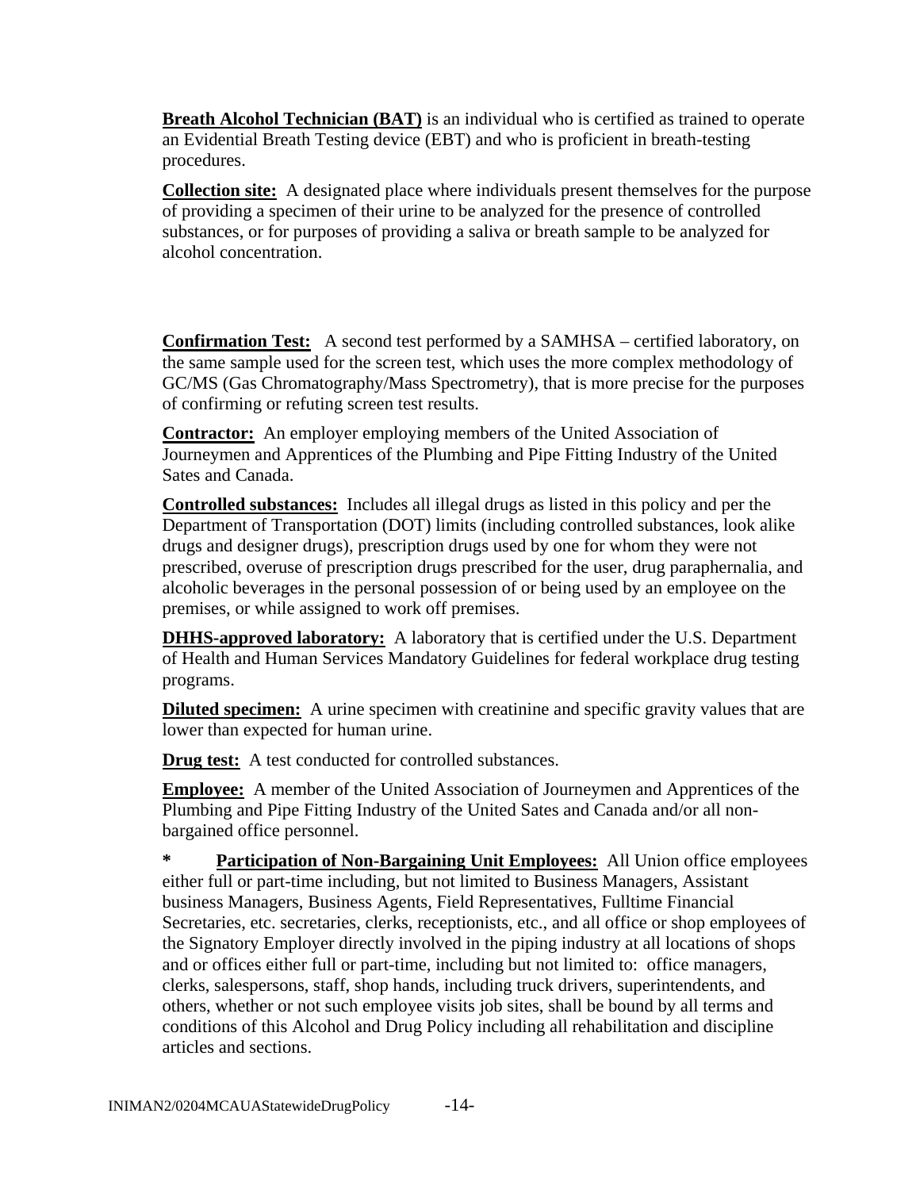**Breath Alcohol Technician (BAT)** is an individual who is certified as trained to operate an Evidential Breath Testing device (EBT) and who is proficient in breath-testing procedures.

**Collection site:** A designated place where individuals present themselves for the purpose of providing a specimen of their urine to be analyzed for the presence of controlled substances, or for purposes of providing a saliva or breath sample to be analyzed for alcohol concentration.

**Confirmation Test:** A second test performed by a SAMHSA – certified laboratory, on the same sample used for the screen test, which uses the more complex methodology of GC/MS (Gas Chromatography/Mass Spectrometry), that is more precise for the purposes of confirming or refuting screen test results.

**Contractor:** An employer employing members of the United Association of Journeymen and Apprentices of the Plumbing and Pipe Fitting Industry of the United Sates and Canada.

**Controlled substances:** Includes all illegal drugs as listed in this policy and per the Department of Transportation (DOT) limits (including controlled substances, look alike drugs and designer drugs), prescription drugs used by one for whom they were not prescribed, overuse of prescription drugs prescribed for the user, drug paraphernalia, and alcoholic beverages in the personal possession of or being used by an employee on the premises, or while assigned to work off premises.

**DHHS-approved laboratory:** A laboratory that is certified under the U.S. Department of Health and Human Services Mandatory Guidelines for federal workplace drug testing programs.

**Diluted specimen:** A urine specimen with creatinine and specific gravity values that are lower than expected for human urine.

**Drug test:** A test conducted for controlled substances.

**Employee:** A member of the United Association of Journeymen and Apprentices of the Plumbing and Pipe Fitting Industry of the United Sates and Canada and/or all non-bargained office personnel.

\* **Participation of Non-Bargaining Unit Employees:** All Union office employees either full or part-time including, but not limited to Business Managers, Assistant business Managers, Business Agents, Field Representatives, Fulltime Financial Secretaries, etc. secretaries, clerks, receptionists, etc., and all office or shop employees of the Signatory Employer directly involved in the piping industry at all locations of shops and or offices either full or part-time, including but not limited to: office managers, clerks, salespersons, staff, shop hands, including truck drivers, superintendents, and others, whether or not such employee visits job sites, shall be bound by all terms and conditions of this Alcohol and Drug Policy including all rehabilitation and discipline articles and sections.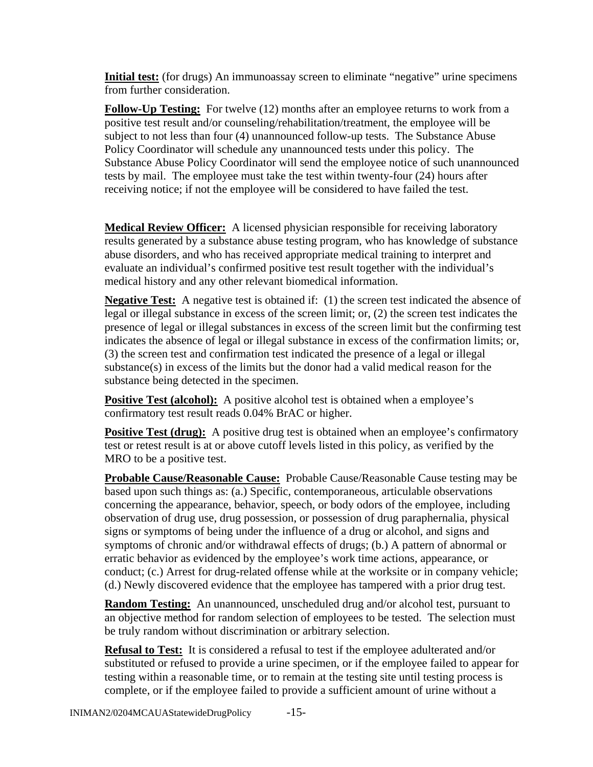**Initial test:** (for drugs) An immunoassay screen to eliminate "negative" urine specimens from further consideration.

**Follow-Up Testing:** For twelve (12) months after an employee returns to work from a positive test result and/or counseling/rehabilitation/treatment, the employee will be subject to not less than four (4) unannounced follow-up tests. The Substance Abuse Policy Coordinator will schedule any unannounced tests under this policy. The Substance Abuse Policy Coordinator will send the employee notice of such unannounced tests by mail. The employee must take the test within twenty-four (24) hours after receiving notice; if not the employee will be considered to have failed the test.

**Medical Review Officer:** A licensed physician responsible for receiving laboratory results generated by a substance abuse testing program, who has knowledge of substance abuse disorders, and who has received appropriate medical training to interpret and evaluate an individual's confirmed positive test result together with the individual's medical history and any other relevant biomedical information.

**Negative Test:** A negative test is obtained if: (1) the screen test indicated the absence of legal or illegal substance in excess of the screen limit; or, (2) the screen test indicates the presence of legal or illegal substances in excess of the screen limit but the confirming test indicates the absence of legal or illegal substance in excess of the confirmation limits; or, (3) the screen test and confirmation test indicated the presence of a legal or illegal substance(s) in excess of the limits but the donor had a valid medical reason for the substance being detected in the specimen.

**Positive Test (alcohol):** A positive alcohol test is obtained when a employee's confirmatory test result reads 0.04% BrAC or higher.

**Positive Test (drug):** A positive drug test is obtained when an employee's confirmatory test or retest result is at or above cutoff levels listed in this policy, as verified by the MRO to be a positive test.

**Probable Cause/Reasonable Cause:** Probable Cause/Reasonable Cause testing may be based upon such things as: (a.) Specific, contemporaneous, articulable observations concerning the appearance, behavior, speech, or body odors of the employee, including observation of drug use, drug possession, or possession of drug paraphernalia, physical signs or symptoms of being under the influence of a drug or alcohol, and signs and symptoms of chronic and/or withdrawal effects of drugs; (b.) A pattern of abnormal or erratic behavior as evidenced by the employee's work time actions, appearance, or conduct; (c.) Arrest for drug-related offense while at the worksite or in company vehicle; (d.) Newly discovered evidence that the employee has tampered with a prior drug test.

**Random Testing:** An unannounced, unscheduled drug and/or alcohol test, pursuant to an objective method for random selection of employees to be tested. The selection must be truly random without discrimination or arbitrary selection.

**Refusal to Test:** It is considered a refusal to test if the employee adulterated and/or substituted or refused to provide a urine specimen, or if the employee failed to appear for testing within a reasonable time, or to remain at the testing site until testing process is complete, or if the employee failed to provide a sufficient amount of urine without a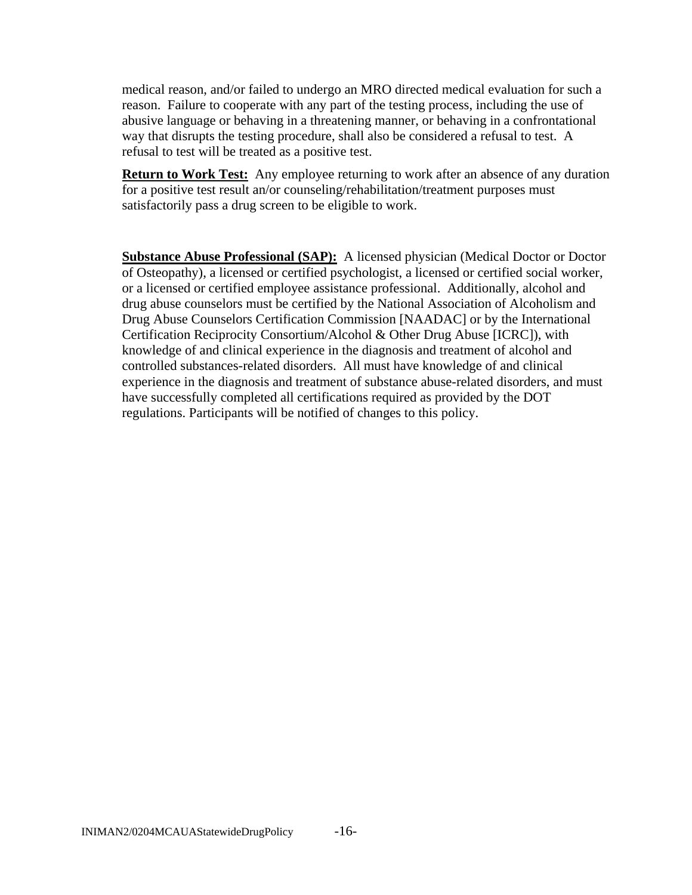medical reason, and/or failed to undergo an MRO directed medical evaluation for such a reason. Failure to cooperate with any part of the testing process, including the use of abusive language or behaving in a threatening manner, or behaving in a confrontational way that disrupts the testing procedure, shall also be considered a refusal to test. A refusal to test will be treated as a positive test.

**Return to Work Test:** Any employee returning to work after an absence of any duration for a positive test result an/or counseling/rehabilitation/treatment purposes must satisfactorily pass a drug screen to be eligible to work.

**Substance Abuse Professional (SAP):** A licensed physician (Medical Doctor or Doctor of Osteopathy), a licensed or certified psychologist, a licensed or certified social worker, or a licensed or certified employee assistance professional. Additionally, alcohol and drug abuse counselors must be certified by the National Association of Alcoholism and Drug Abuse Counselors Certification Commission [NAADAC] or by the International Certification Reciprocity Consortium/Alcohol & Other Drug Abuse [ICRC]), with knowledge of and clinical experience in the diagnosis and treatment of alcohol and controlled substances-related disorders. All must have knowledge of and clinical experience in the diagnosis and treatment of substance abuse-related disorders, and must have successfully completed all certifications required as provided by the DOT regulations. Participants will be notified of changes to this policy.